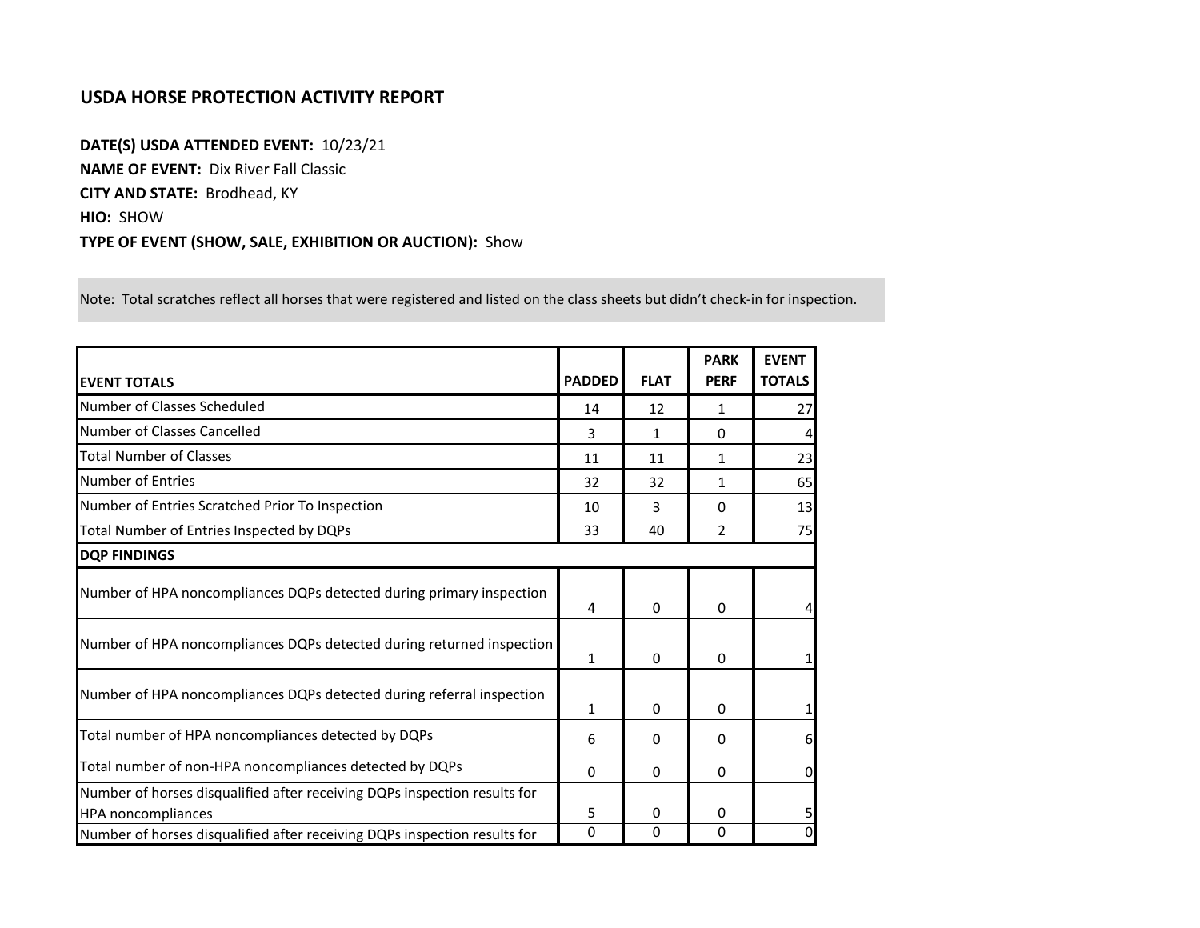# USDA HORSE PROTECTION ACTIVITY REPORT

**DATE(S) USDA ATTENDED EVENT:** 10/23/21

**NAME OF EVENT:** Dix River Fall Classic

**CITY AND STATE:** Brodhead, KY

**HIO:** SHOW

**TYPE OF EVENT (SHOW, SALE, EXHIBITION OR AUCTION):** Show

Note: Total scratches reflect all horses that were registered and listed on the class sheets but didn't check-in for inspection.

| EVENT TOTALS | PADDED | FLAT | PARK PERF | EVENT TOTALS |
|---|---|---|---|---|
| Number of Classes Scheduled | 14 | 12 | 1 | 27 |
| Number of Classes Cancelled | 3 | 1 | 0 | 4 |
| Total Number of Classes | 11 | 11 | 1 | 23 |
| Number of Entries | 32 | 32 | 1 | 65 |
| Number of Entries Scratched Prior To Inspection | 10 | 3 | 0 | 13 |
| Total Number of Entries Inspected by DQPs | 33 | 40 | 2 | 75 |
| **DQP FINDINGS** | | | | |
| Number of HPA noncompliances DQPs detected during primary inspection | 4 | 0 | 0 | 4 |
| Number of HPA noncompliances DQPs detected during returned inspection | 1 | 0 | 0 | 1 |
| Number of HPA noncompliances DQPs detected during referral inspection | 1 | 0 | 0 | 1 |
| Total number of HPA noncompliances detected by DQPs | 6 | 0 | 0 | 6 |
| Total number of non-HPA noncompliances detected by DQPs | 0 | 0 | 0 | 0 |
| Number of horses disqualified after receiving DQPs inspection results for HPA noncompliances | 5 | 0 | 0 | 5 |
| Number of horses disqualified after receiving DQPs inspection results for | 0 | 0 | 0 | 0 |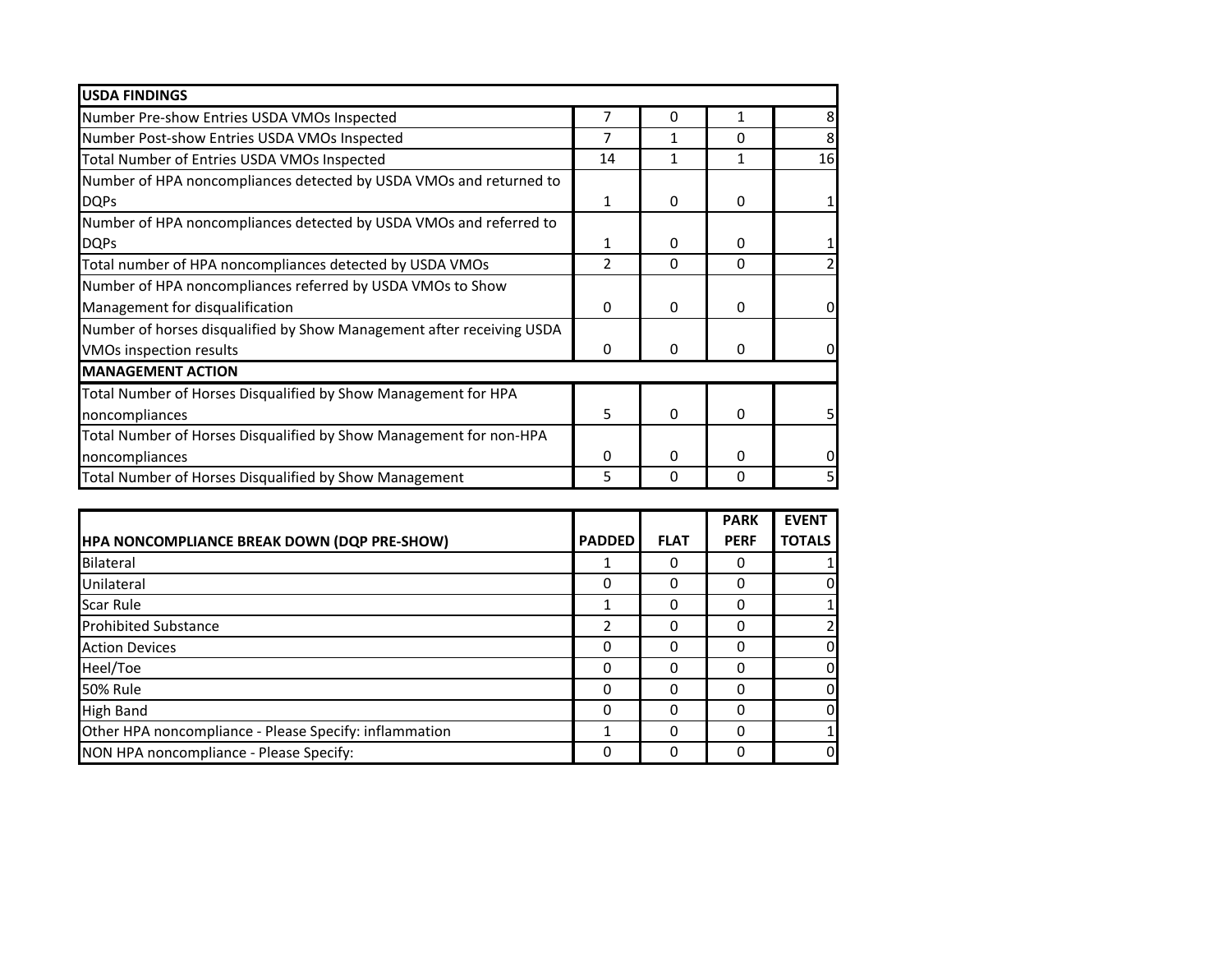| USDA FINDINGS | | | | |
|---|---|---|---|---|
| Number Pre-show Entries USDA VMOs Inspected | 7 | 0 | 1 | 8 |
| Number Post-show Entries USDA VMOs Inspected | 7 | 1 | 0 | 8 |
| Total Number of Entries USDA VMOs Inspected | 14 | 1 | 1 | 16 |
| Number of HPA noncompliances detected by USDA VMOs and returned to DQPs | 1 | 0 | 0 | 1 |
| Number of HPA noncompliances detected by USDA VMOs and referred to DQPs | 1 | 0 | 0 | 1 |
| Total number of HPA noncompliances detected by USDA VMOs | 2 | 0 | 0 | 2 |
| Number of HPA noncompliances referred by USDA VMOs to Show Management for disqualification | 0 | 0 | 0 | 0 |
| Number of horses disqualified by Show Management after receiving USDA VMOs inspection results | 0 | 0 | 0 | 0 |
| **MANAGEMENT ACTION** | | | | |
| Total Number of Horses Disqualified by Show Management for HPA noncompliances | 5 | 0 | 0 | 5 |
| Total Number of Horses Disqualified by Show Management for non-HPA noncompliances | 0 | 0 | 0 | 0 |
| Total Number of Horses Disqualified by Show Management | 5 | 0 | 0 | 5 |

| HPA NONCOMPLIANCE BREAK DOWN (DQP PRE-SHOW) | PADDED | FLAT | PARK PERF | EVENT TOTALS |
|---|---|---|---|---|
| Bilateral | 1 | 0 | 0 | 1 |
| Unilateral | 0 | 0 | 0 | 0 |
| Scar Rule | 1 | 0 | 0 | 1 |
| Prohibited Substance | 2 | 0 | 0 | 2 |
| Action Devices | 0 | 0 | 0 | 0 |
| Heel/Toe | 0 | 0 | 0 | 0 |
| 50% Rule | 0 | 0 | 0 | 0 |
| High Band | 0 | 0 | 0 | 0 |
| Other HPA noncompliance - Please Specify: inflammation | 1 | 0 | 0 | 1 |
| NON HPA noncompliance - Please Specify: | 0 | 0 | 0 | 0 |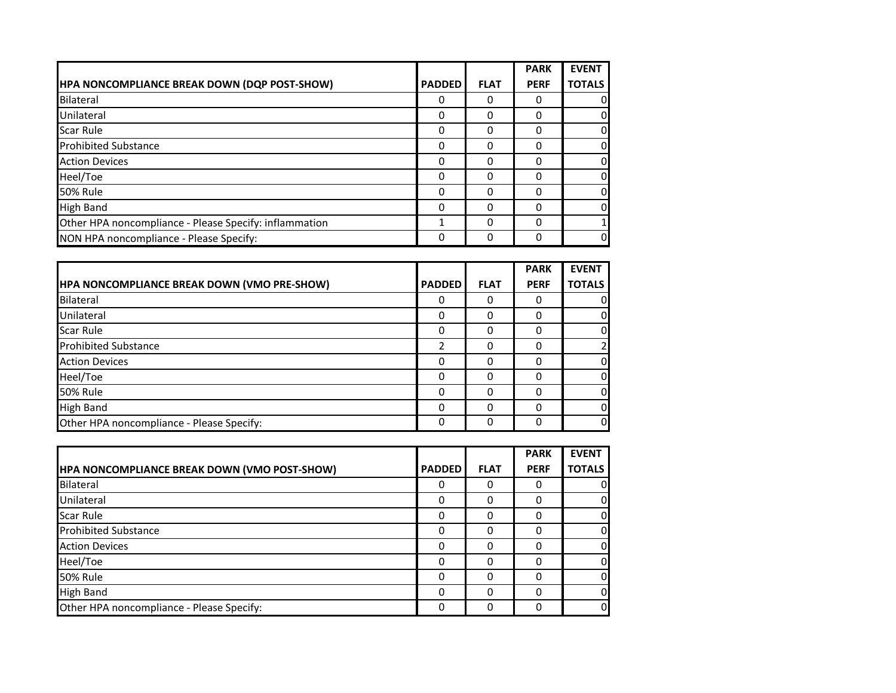| HPA NONCOMPLIANCE BREAK DOWN (DQP POST-SHOW) | PADDED | FLAT | PARK PERF | EVENT TOTALS |
|---|---|---|---|---|
| Bilateral | 0 | 0 | 0 | 0 |
| Unilateral | 0 | 0 | 0 | 0 |
| Scar Rule | 0 | 0 | 0 | 0 |
| Prohibited Substance | 0 | 0 | 0 | 0 |
| Action Devices | 0 | 0 | 0 | 0 |
| Heel/Toe | 0 | 0 | 0 | 0 |
| 50% Rule | 0 | 0 | 0 | 0 |
| High Band | 0 | 0 | 0 | 0 |
| Other HPA noncompliance - Please Specify: inflammation | 1 | 0 | 0 | 1 |
| NON HPA noncompliance - Please Specify: | 0 | 0 | 0 | 0 |

| HPA NONCOMPLIANCE BREAK DOWN (VMO PRE-SHOW) | PADDED | FLAT | PARK PERF | EVENT TOTALS |
|---|---|---|---|---|
| Bilateral | 0 | 0 | 0 | 0 |
| Unilateral | 0 | 0 | 0 | 0 |
| Scar Rule | 0 | 0 | 0 | 0 |
| Prohibited Substance | 2 | 0 | 0 | 2 |
| Action Devices | 0 | 0 | 0 | 0 |
| Heel/Toe | 0 | 0 | 0 | 0 |
| 50% Rule | 0 | 0 | 0 | 0 |
| High Band | 0 | 0 | 0 | 0 |
| Other HPA noncompliance - Please Specify: | 0 | 0 | 0 | 0 |

| HPA NONCOMPLIANCE BREAK DOWN (VMO POST-SHOW) | PADDED | FLAT | PARK PERF | EVENT TOTALS |
|---|---|---|---|---|
| Bilateral | 0 | 0 | 0 | 0 |
| Unilateral | 0 | 0 | 0 | 0 |
| Scar Rule | 0 | 0 | 0 | 0 |
| Prohibited Substance | 0 | 0 | 0 | 0 |
| Action Devices | 0 | 0 | 0 | 0 |
| Heel/Toe | 0 | 0 | 0 | 0 |
| 50% Rule | 0 | 0 | 0 | 0 |
| High Band | 0 | 0 | 0 | 0 |
| Other HPA noncompliance - Please Specify: | 0 | 0 | 0 | 0 |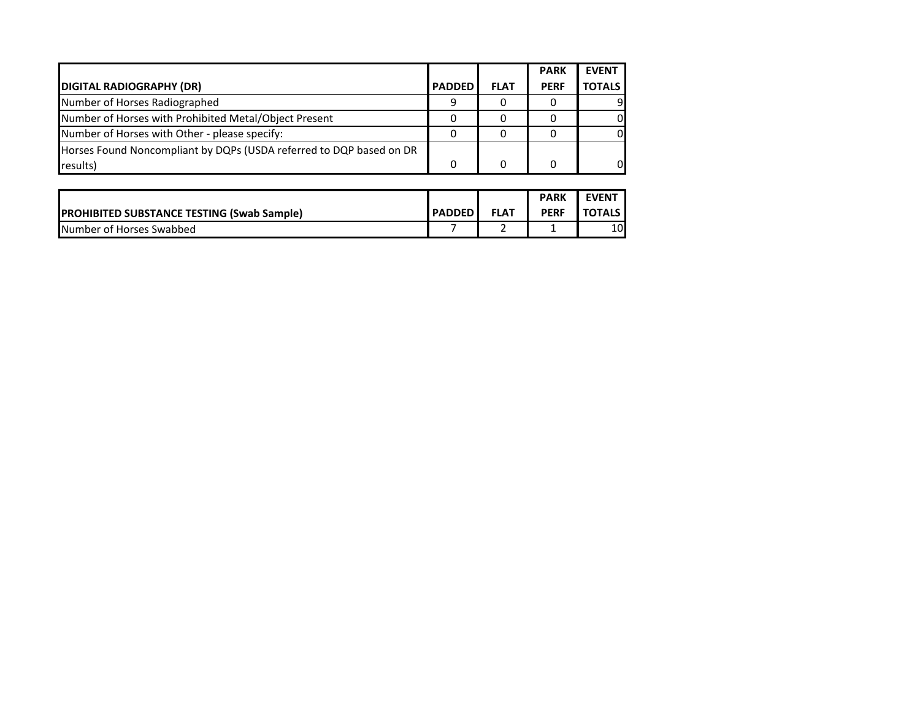| DIGITAL RADIOGRAPHY (DR) | PADDED | FLAT | PARK PERF | EVENT TOTALS |
|---|---|---|---|---|
| Number of Horses Radiographed | 9 | 0 | 0 | 9 |
| Number of Horses with Prohibited Metal/Object Present | 0 | 0 | 0 | 0 |
| Number of Horses with Other - please specify: | 0 | 0 | 0 | 0 |
| Horses Found Noncompliant by DQPs (USDA referred to DQP based on DR results) | 0 | 0 | 0 | 0 |

| PROHIBITED SUBSTANCE TESTING (Swab Sample) | PADDED | FLAT | PARK PERF | EVENT TOTALS |
|---|---|---|---|---|
| Number of Horses Swabbed | 7 | 2 | 1 | 10 |